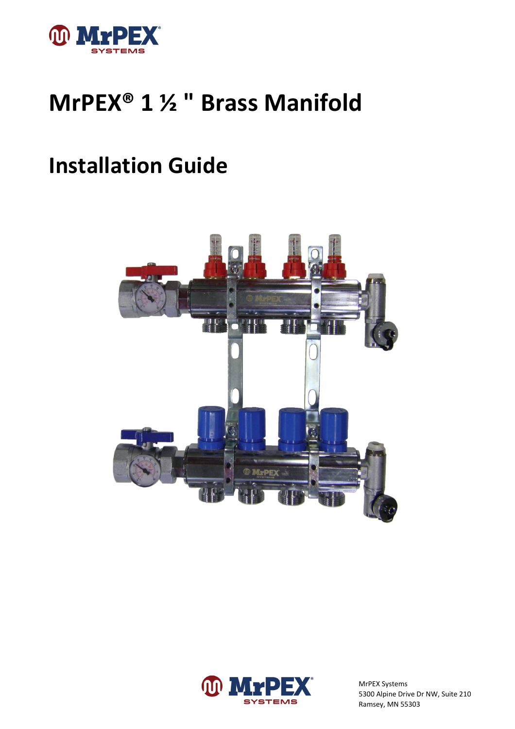# MrPEX® 1 ½ " Brass Manifold

# Installation Guide

MrPEX Systems
5300 Alpine Drive Dr NW, Suite 210
Ramsey, MN 55303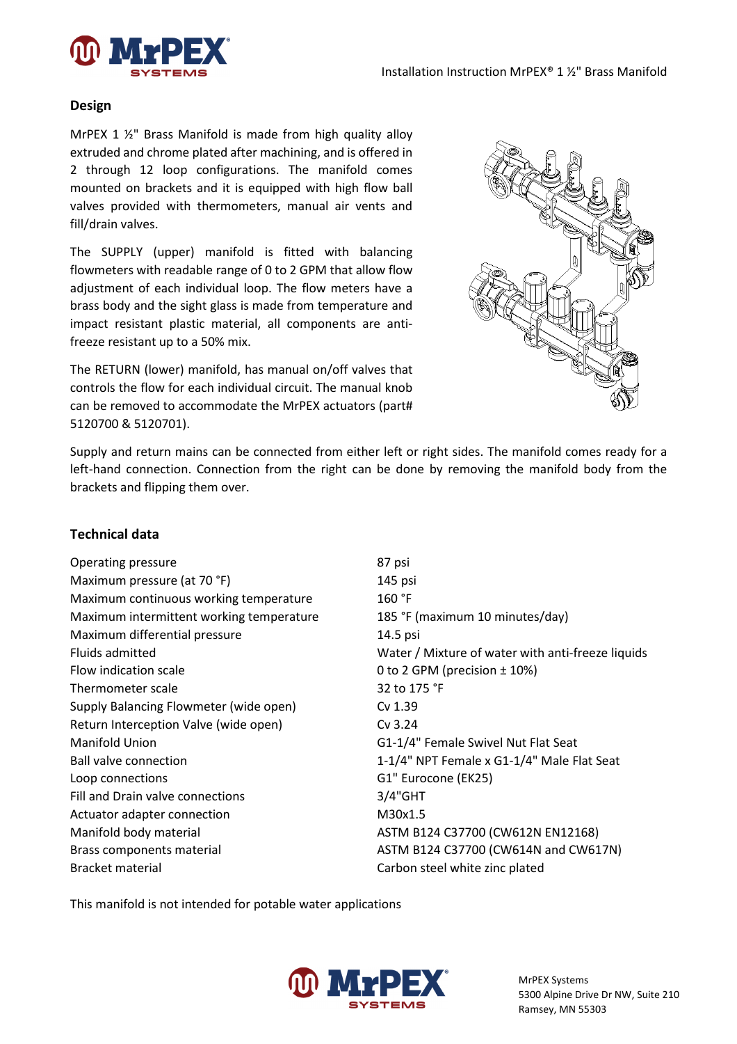## Design

MrPEX 1 ½" Brass Manifold is made from high quality alloy extruded and chrome plated after machining, and is offered in 2 through 12 loop configurations. The manifold comes mounted on brackets and it is equipped with high flow ball valves provided with thermometers, manual air vents and fill/drain valves.

The SUPPLY (upper) manifold is fitted with balancing flowmeters with readable range of 0 to 2 GPM that allow flow adjustment of each individual loop. The flow meters have a brass body and the sight glass is made from temperature and impact resistant plastic material, all components are anti-freeze resistant up to a 50% mix.

The RETURN (lower) manifold, has manual on/off valves that controls the flow for each individual circuit. The manual knob can be removed to accommodate the MrPEX actuators (part# 5120700 & 5120701).

Supply and return mains can be connected from either left or right sides. The manifold comes ready for a left-hand connection. Connection from the right can be done by removing the manifold body from the brackets and flipping them over.

## Technical data

| | |
|---|---|
| Operating pressure | 87 psi |
| Maximum pressure (at 70 °F) | 145 psi |
| Maximum continuous working temperature | 160 °F |
| Maximum intermittent working temperature | 185 °F (maximum 10 minutes/day) |
| Maximum differential pressure | 14.5 psi |
| Fluids admitted | Water / Mixture of water with anti-freeze liquids |
| Flow indication scale | 0 to 2 GPM (precision ± 10%) |
| Thermometer scale | 32 to 175 °F |
| Supply Balancing Flowmeter (wide open) | Cv 1.39 |
| Return Interception Valve (wide open) | Cv 3.24 |
| Manifold Union | G1-1/4" Female Swivel Nut Flat Seat |
| Ball valve connection | 1-1/4" NPT Female x G1-1/4" Male Flat Seat |
| Loop connections | G1" Eurocone (EK25) |
| Fill and Drain valve connections | 3/4"GHT |
| Actuator adapter connection | M30x1.5 |
| Manifold body material | ASTM B124 C37700 (CW612N EN12168) |
| Brass components material | ASTM B124 C37700 (CW614N and CW617N) |
| Bracket material | Carbon steel white zinc plated |

This manifold is not intended for potable water applications

MrPEX Systems
5300 Alpine Drive Dr NW, Suite 210
Ramsey, MN 55303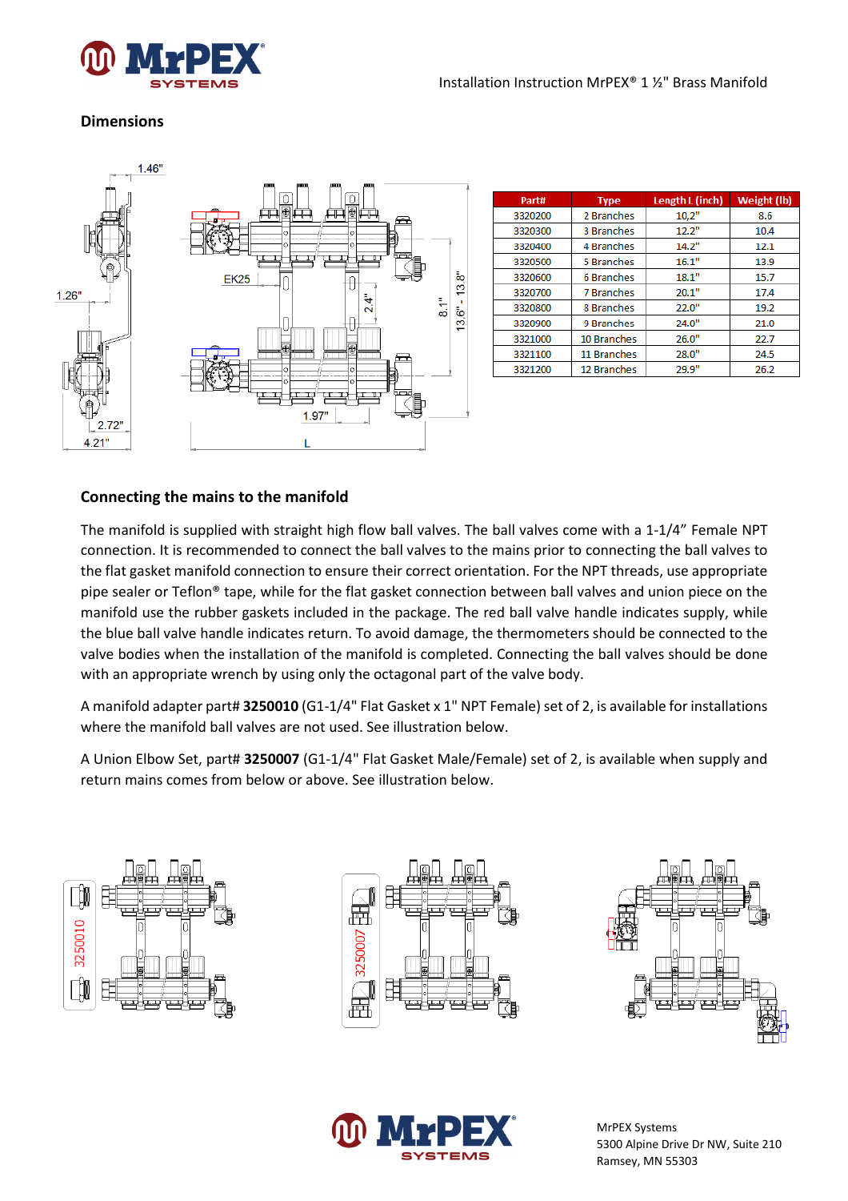## Dimensions

| Part# | Type | Length L (inch) | Weight (lb) |
|---|---|---|---|
| 3320200 | 2 Branches | 10,2" | 8.6 |
| 3320300 | 3 Branches | 12.2" | 10.4 |
| 3320400 | 4 Branches | 14.2" | 12.1 |
| 3320500 | 5 Branches | 16.1" | 13.9 |
| 3320600 | 6 Branches | 18.1" | 15.7 |
| 3320700 | 7 Branches | 20.1" | 17.4 |
| 3320800 | 8 Branches | 22.0" | 19.2 |
| 3320900 | 9 Branches | 24.0" | 21.0 |
| 3321000 | 10 Branches | 26.0" | 22.7 |
| 3321100 | 11 Branches | 28.0" | 24.5 |
| 3321200 | 12 Branches | 29.9" | 26.2 |

## Connecting the mains to the manifold

The manifold is supplied with straight high flow ball valves. The ball valves come with a 1-1/4" Female NPT connection. It is recommended to connect the ball valves to the mains prior to connecting the ball valves to the flat gasket manifold connection to ensure their correct orientation. For the NPT threads, use appropriate pipe sealer or Teflon® tape, while for the flat gasket connection between ball valves and union piece on the manifold use the rubber gaskets included in the package. The red ball valve handle indicates supply, while the blue ball valve handle indicates return. To avoid damage, the thermometers should be connected to the valve bodies when the installation of the manifold is completed. Connecting the ball valves should be done with an appropriate wrench by using only the octagonal part of the valve body.

A manifold adapter part# **3250010** (G1-1/4" Flat Gasket x 1" NPT Female) set of 2, is available for installations where the manifold ball valves are not used. See illustration below.

A Union Elbow Set, part# **3250007** (G1-1/4" Flat Gasket Male/Female) set of 2, is available when supply and return mains comes from below or above. See illustration below.

MrPEX Systems
5300 Alpine Drive Dr NW, Suite 210
Ramsey, MN 55303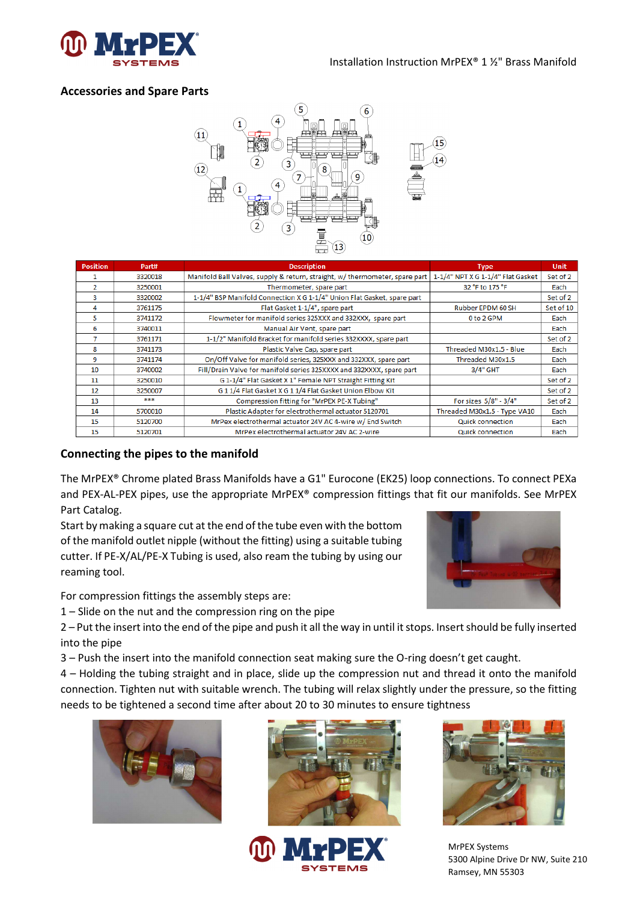## Accessories and Spare Parts

| Position | Part# | Description | Type | Unit |
|---|---|---|---|---|
| 1 | 3320018 | Manifold Ball Valves, supply & return, straight, w/ thermometer, spare part | 1-1/4" NPT X G 1-1/4" Flat Gasket | Set of 2 |
| 2 | 3250001 | Thermometer, spare part | 32 °F to 175 °F | Each |
| 3 | 3320002 | 1-1/4" BSP Manifold Connection X G 1-1/4" Union Flat Gasket, spare part | | Set of 2 |
| 4 | 3761175 | Flat Gasket 1-1/4", spare part | Rubber EPDM 60 SH | Set of 10 |
| 5 | 3741172 | Flowmeter for manifold series 325XXX and 332XXX, spare part | 0 to 2 GPM | Each |
| 6 | 3740011 | Manual Air Vent, spare part | | Each |
| 7 | 3761171 | 1-1/2" Manifold Bracket for manifold series 332XXXX, spare part | | Set of 2 |
| 8 | 3741173 | Plastic Valve Cap, spare part | Threaded M30x1.5 - Blue | Each |
| 9 | 3741174 | On/Off Valve for manifold series, 325XXX and 332XXX, spare part | Threaded M30x1.5 | Each |
| 10 | 3740002 | Fill/Drain Valve for manifold series 325XXXX and 332XXXX, spare part | 3/4" GHT | Each |
| 11 | 3250010 | G 1-1/4" Flat Gasket X 1" Female NPT Straight Fitting Kit | | Set of 2 |
| 12 | 3250007 | G 1 1/4 Flat Gasket X G 1 1/4 Flat Gasket Union Elbow Kit | | Set of 2 |
| 13 | *** | Compression fitting for "MrPEX PE-X Tubing" | For sizes 5/8" - 3/4" | Set of 2 |
| 14 | 5700010 | Plastic Adapter for electrothermal actuator 5120701 | Threaded M30x1.5 - Type VA10 | Each |
| 15 | 5120700 | MrPex electrothermal actuator 24V AC 4-wire w/ End Switch | Quick connection | Each |
| 15 | 5120701 | MrPex electrothermal actuator 24V AC 2-wire | Quick connection | Each |

## Connecting the pipes to the manifold

The MrPEX® Chrome plated Brass Manifolds have a G1" Eurocone (EK25) loop connections. To connect PEXa and PEX-AL-PEX pipes, use the appropriate MrPEX® compression fittings that fit our manifolds. See MrPEX Part Catalog.

Start by making a square cut at the end of the tube even with the bottom of the manifold outlet nipple (without the fitting) using a suitable tubing cutter. If PE-X/AL/PE-X Tubing is used, also ream the tubing by using our reaming tool.

For compression fittings the assembly steps are:

1 – Slide on the nut and the compression ring on the pipe

2 – Put the insert into the end of the pipe and push it all the way in until it stops. Insert should be fully inserted into the pipe

3 – Push the insert into the manifold connection seat making sure the O-ring doesn't get caught.

4 – Holding the tubing straight and in place, slide up the compression nut and thread it onto the manifold connection. Tighten nut with suitable wrench. The tubing will relax slightly under the pressure, so the fitting needs to be tightened a second time after about 20 to 30 minutes to ensure tightness

MrPEX Systems
5300 Alpine Drive Dr NW, Suite 210
Ramsey, MN 55303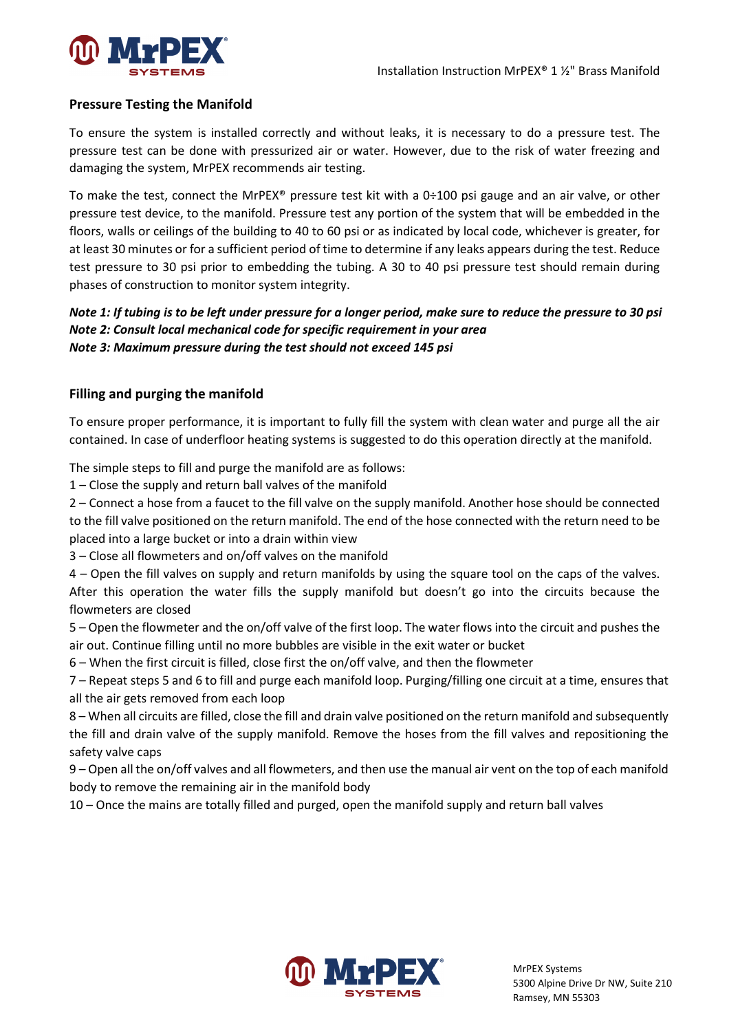## Pressure Testing the Manifold

To ensure the system is installed correctly and without leaks, it is necessary to do a pressure test. The pressure test can be done with pressurized air or water. However, due to the risk of water freezing and damaging the system, MrPEX recommends air testing.

To make the test, connect the MrPEX® pressure test kit with a 0÷100 psi gauge and an air valve, or other pressure test device, to the manifold. Pressure test any portion of the system that will be embedded in the floors, walls or ceilings of the building to 40 to 60 psi or as indicated by local code, whichever is greater, for at least 30 minutes or for a sufficient period of time to determine if any leaks appears during the test. Reduce test pressure to 30 psi prior to embedding the tubing. A 30 to 40 psi pressure test should remain during phases of construction to monitor system integrity.

***Note 1: If tubing is to be left under pressure for a longer period, make sure to reduce the pressure to 30 psi***
***Note 2: Consult local mechanical code for specific requirement in your area***
***Note 3: Maximum pressure during the test should not exceed 145 psi***

## Filling and purging the manifold

To ensure proper performance, it is important to fully fill the system with clean water and purge all the air contained. In case of underfloor heating systems is suggested to do this operation directly at the manifold.

The simple steps to fill and purge the manifold are as follows:

1 – Close the supply and return ball valves of the manifold
2 – Connect a hose from a faucet to the fill valve on the supply manifold. Another hose should be connected to the fill valve positioned on the return manifold. The end of the hose connected with the return need to be placed into a large bucket or into a drain within view
3 – Close all flowmeters and on/off valves on the manifold
4 – Open the fill valves on supply and return manifolds by using the square tool on the caps of the valves. After this operation the water fills the supply manifold but doesn't go into the circuits because the flowmeters are closed
5 – Open the flowmeter and the on/off valve of the first loop. The water flows into the circuit and pushes the air out. Continue filling until no more bubbles are visible in the exit water or bucket
6 – When the first circuit is filled, close first the on/off valve, and then the flowmeter
7 – Repeat steps 5 and 6 to fill and purge each manifold loop. Purging/filling one circuit at a time, ensures that all the air gets removed from each loop
8 – When all circuits are filled, close the fill and drain valve positioned on the return manifold and subsequently the fill and drain valve of the supply manifold. Remove the hoses from the fill valves and repositioning the safety valve caps
9 – Open all the on/off valves and all flowmeters, and then use the manual air vent on the top of each manifold body to remove the remaining air in the manifold body
10 – Once the mains are totally filled and purged, open the manifold supply and return ball valves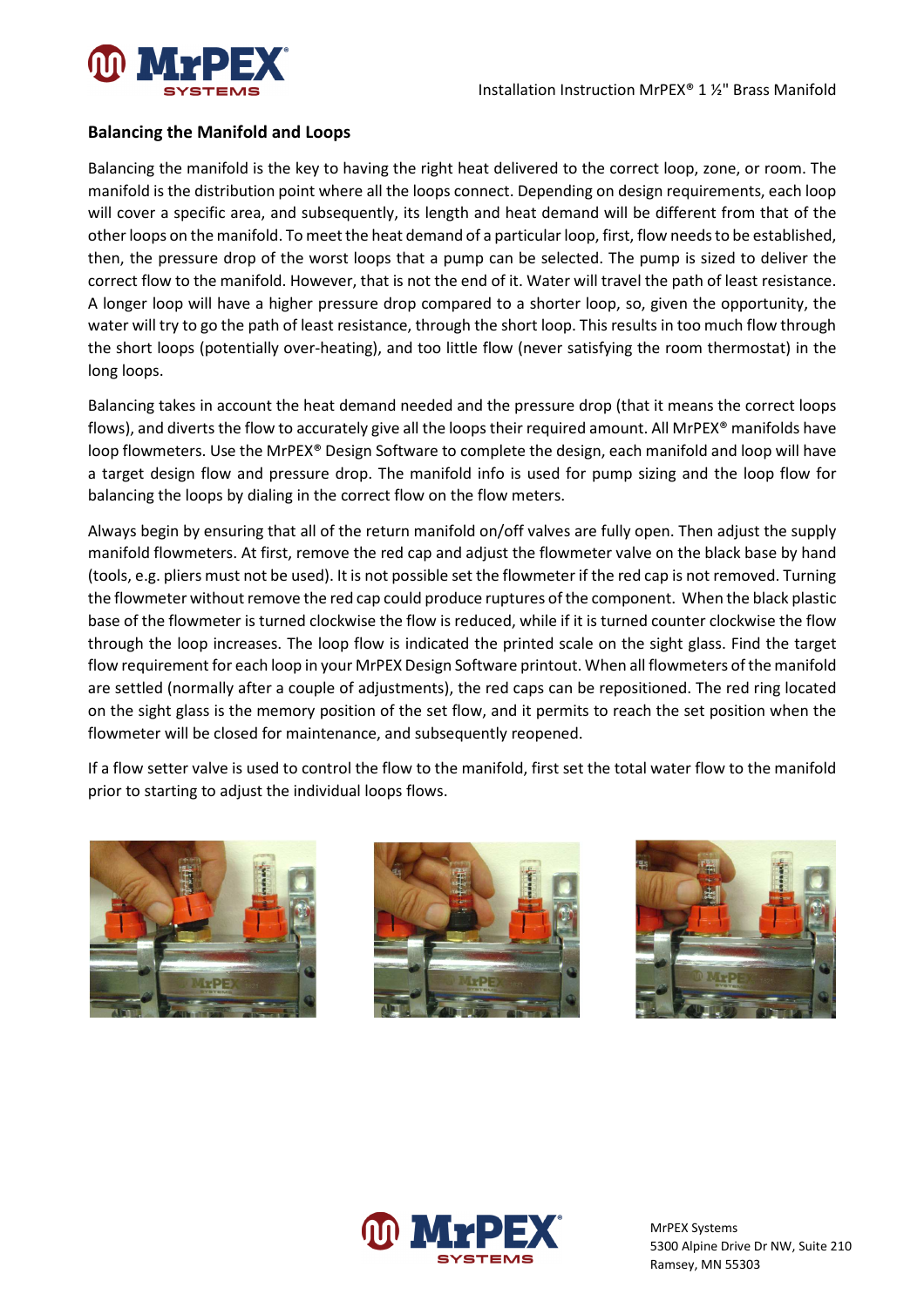## Balancing the Manifold and Loops

Balancing the manifold is the key to having the right heat delivered to the correct loop, zone, or room. The manifold is the distribution point where all the loops connect. Depending on design requirements, each loop will cover a specific area, and subsequently, its length and heat demand will be different from that of the other loops on the manifold. To meet the heat demand of a particular loop, first, flow needs to be established, then, the pressure drop of the worst loops that a pump can be selected. The pump is sized to deliver the correct flow to the manifold. However, that is not the end of it. Water will travel the path of least resistance. A longer loop will have a higher pressure drop compared to a shorter loop, so, given the opportunity, the water will try to go the path of least resistance, through the short loop. This results in too much flow through the short loops (potentially over-heating), and too little flow (never satisfying the room thermostat) in the long loops.

Balancing takes in account the heat demand needed and the pressure drop (that it means the correct loops flows), and diverts the flow to accurately give all the loops their required amount. All MrPEX® manifolds have loop flowmeters. Use the MrPEX® Design Software to complete the design, each manifold and loop will have a target design flow and pressure drop. The manifold info is used for pump sizing and the loop flow for balancing the loops by dialing in the correct flow on the flow meters.

Always begin by ensuring that all of the return manifold on/off valves are fully open. Then adjust the supply manifold flowmeters. At first, remove the red cap and adjust the flowmeter valve on the black base by hand (tools, e.g. pliers must not be used). It is not possible set the flowmeter if the red cap is not removed. Turning the flowmeter without remove the red cap could produce ruptures of the component. When the black plastic base of the flowmeter is turned clockwise the flow is reduced, while if it is turned counter clockwise the flow through the loop increases. The loop flow is indicated the printed scale on the sight glass. Find the target flow requirement for each loop in your MrPEX Design Software printout. When all flowmeters of the manifold are settled (normally after a couple of adjustments), the red caps can be repositioned. The red ring located on the sight glass is the memory position of the set flow, and it permits to reach the set position when the flowmeter will be closed for maintenance, and subsequently reopened.

If a flow setter valve is used to control the flow to the manifold, first set the total water flow to the manifold prior to starting to adjust the individual loops flows.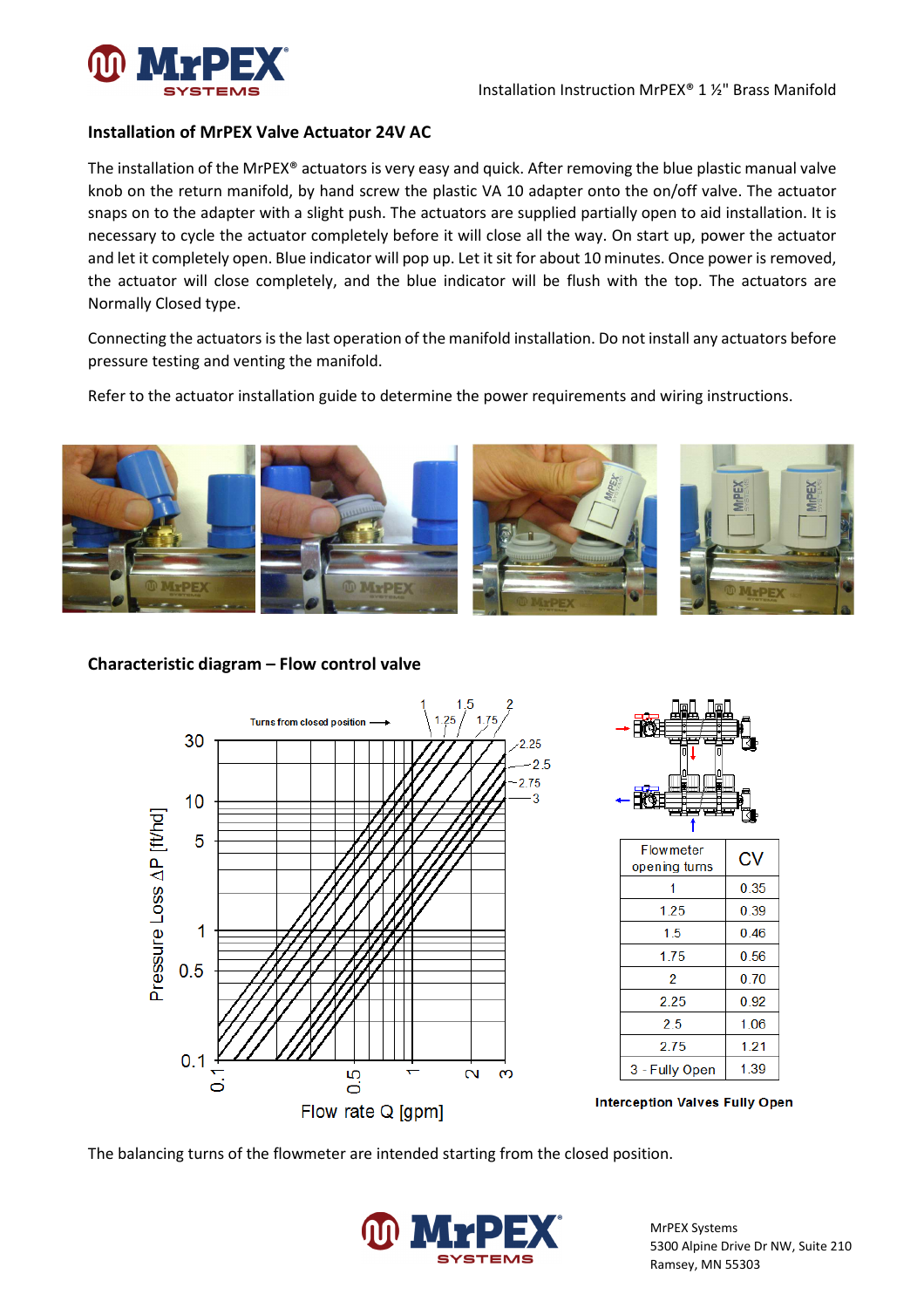## Installation of MrPEX Valve Actuator 24V AC

The installation of the MrPEX® actuators is very easy and quick. After removing the blue plastic manual valve knob on the return manifold, by hand screw the plastic VA 10 adapter onto the on/off valve. The actuator snaps on to the adapter with a slight push. The actuators are supplied partially open to aid installation. It is necessary to cycle the actuator completely before it will close all the way. On start up, power the actuator and let it completely open. Blue indicator will pop up. Let it sit for about 10 minutes. Once power is removed, the actuator will close completely, and the blue indicator will be flush with the top. The actuators are Normally Closed type.

Connecting the actuators is the last operation of the manifold installation. Do not install any actuators before pressure testing and venting the manifold.

Refer to the actuator installation guide to determine the power requirements and wiring instructions.

## Characteristic diagram – Flow control valve

| Flowmeter opening turns | CV |
|---|---|
| 1 | 0.35 |
| 1.25 | 0.39 |
| 1.5 | 0.46 |
| 1.75 | 0.56 |
| 2 | 0.70 |
| 2.25 | 0.92 |
| 2.5 | 1.06 |
| 2.75 | 1.21 |
| 3 - Fully Open | 1.39 |

**Interception Valves Fully Open**

The balancing turns of the flowmeter are intended starting from the closed position.

MrPEX Systems
5300 Alpine Drive Dr NW, Suite 210
Ramsey, MN 55303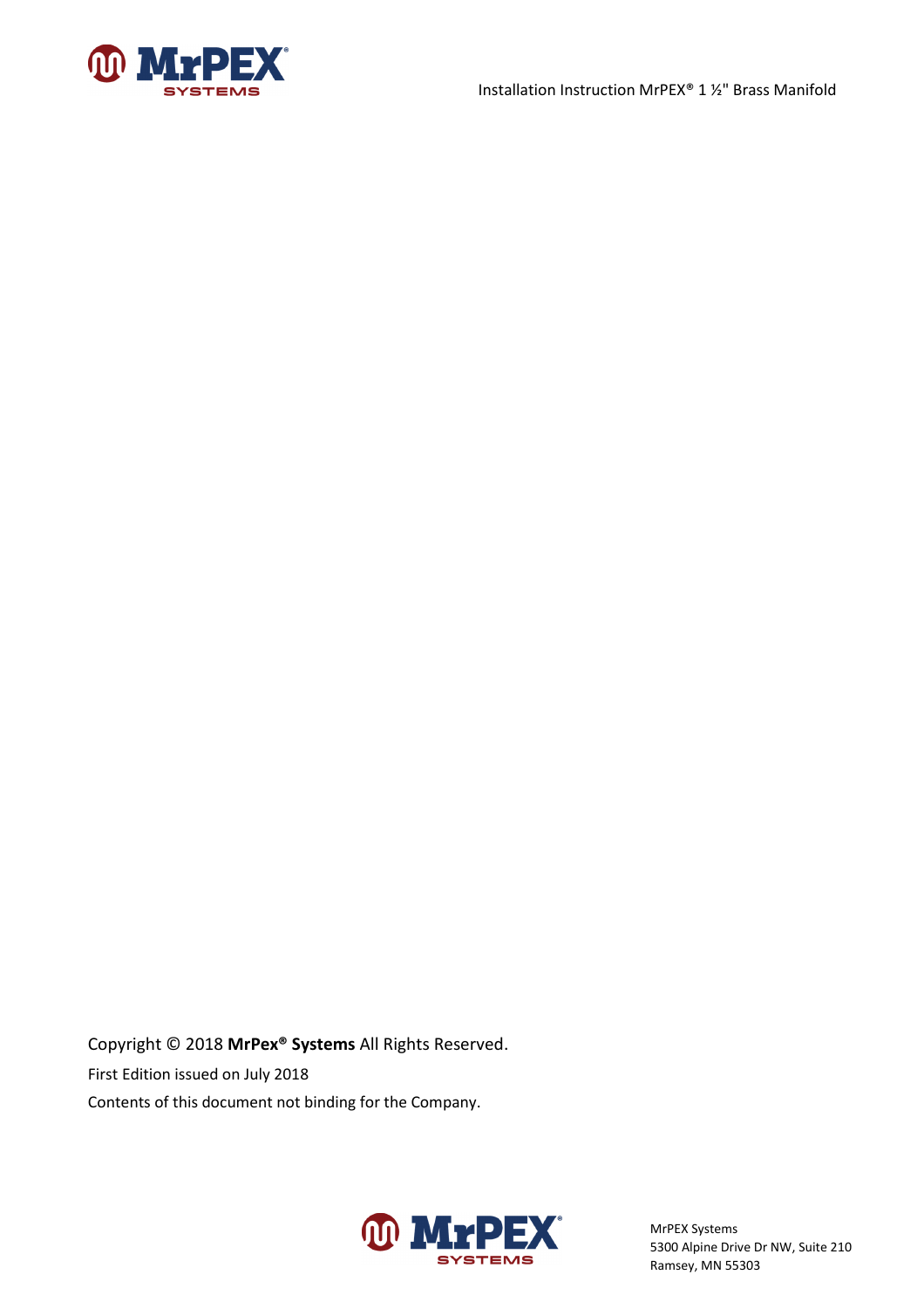Copyright © 2018 **MrPex® Systems** All Rights Reserved.

First Edition issued on July 2018

Contents of this document not binding for the Company.

MrPEX Systems
5300 Alpine Drive Dr NW, Suite 210
Ramsey, MN 55303